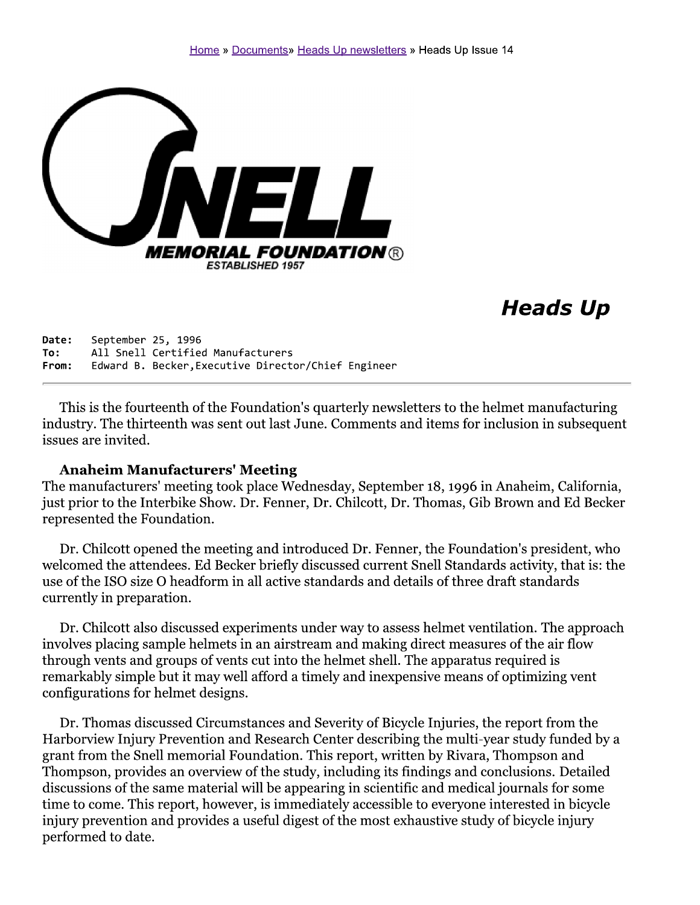Home » Documents» Heads Up newsletters » Heads Up Issue 14

SNELL MEMORIAL FOUNDATION® ESTABLISHED 1957

# Heads Up

**Date:** September 25, 1996
**To:** All Snell Certified Manufacturers
**From:** Edward B. Becker, Executive Director/Chief Engineer

---

This is the fourteenth of the Foundation's quarterly newsletters to the helmet manufacturing industry. The thirteenth was sent out last June. Comments and items for inclusion in subsequent issues are invited.

### Anaheim Manufacturers' Meeting

The manufacturers' meeting took place Wednesday, September 18, 1996 in Anaheim, California, just prior to the Interbike Show. Dr. Fenner, Dr. Chilcott, Dr. Thomas, Gib Brown and Ed Becker represented the Foundation.

Dr. Chilcott opened the meeting and introduced Dr. Fenner, the Foundation's president, who welcomed the attendees. Ed Becker briefly discussed current Snell Standards activity, that is: the use of the ISO size O headform in all active standards and details of three draft standards currently in preparation.

Dr. Chilcott also discussed experiments under way to assess helmet ventilation. The approach involves placing sample helmets in an airstream and making direct measures of the air flow through vents and groups of vents cut into the helmet shell. The apparatus required is remarkably simple but it may well afford a timely and inexpensive means of optimizing vent configurations for helmet designs.

Dr. Thomas discussed Circumstances and Severity of Bicycle Injuries, the report from the Harborview Injury Prevention and Research Center describing the multi-year study funded by a grant from the Snell memorial Foundation. This report, written by Rivara, Thompson and Thompson, provides an overview of the study, including its findings and conclusions. Detailed discussions of the same material will be appearing in scientific and medical journals for some time to come. This report, however, is immediately accessible to everyone interested in bicycle injury prevention and provides a useful digest of the most exhaustive study of bicycle injury performed to date.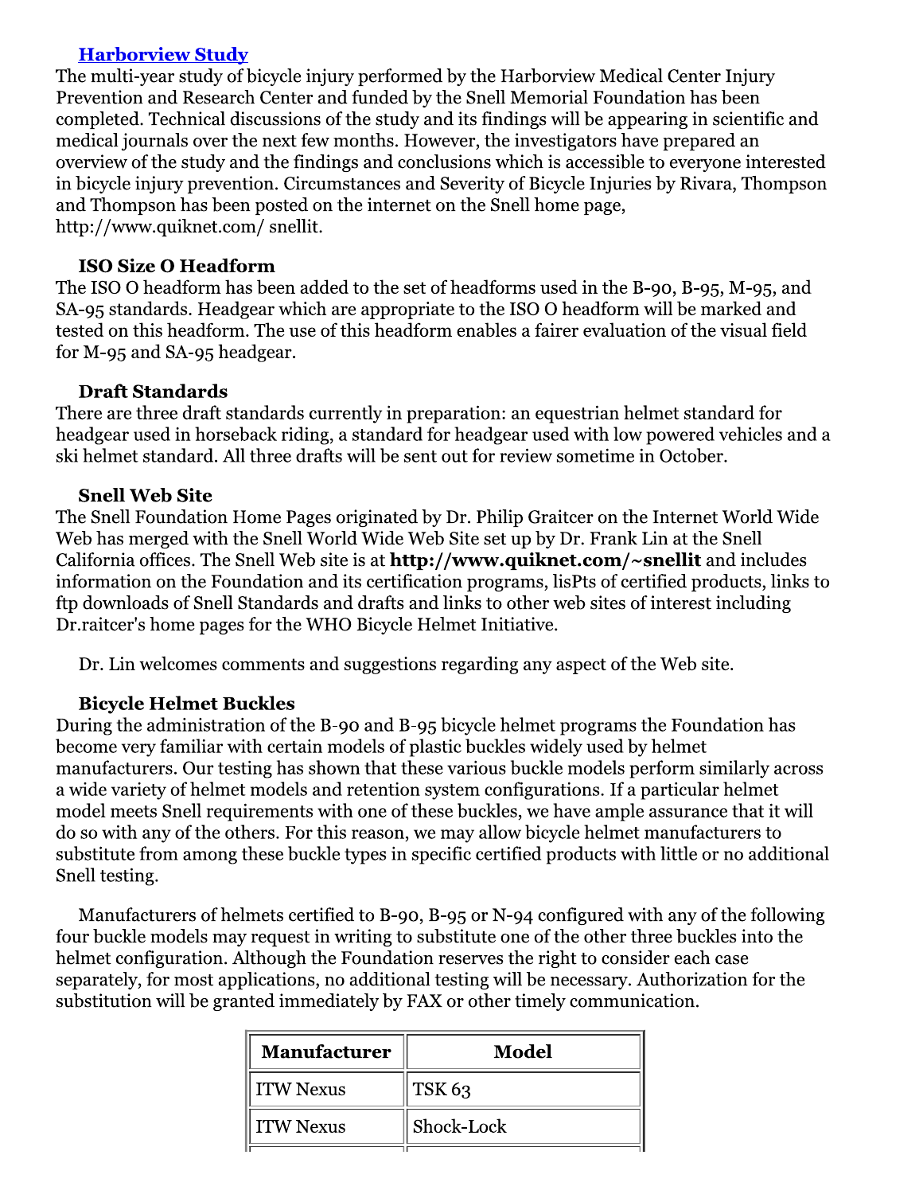### [Harborview Study]

The multi-year study of bicycle injury performed by the Harborview Medical Center Injury Prevention and Research Center and funded by the Snell Memorial Foundation has been completed. Technical discussions of the study and its findings will be appearing in scientific and medical journals over the next few months. However, the investigators have prepared an overview of the study and the findings and conclusions which is accessible to everyone interested in bicycle injury prevention. Circumstances and Severity of Bicycle Injuries by Rivara, Thompson and Thompson has been posted on the internet on the Snell home page, http://www.quiknet.com/ snellit.

### ISO Size O Headform

The ISO O headform has been added to the set of headforms used in the B-90, B-95, M-95, and SA-95 standards. Headgear which are appropriate to the ISO O headform will be marked and tested on this headform. The use of this headform enables a fairer evaluation of the visual field for M-95 and SA-95 headgear.

### Draft Standards

There are three draft standards currently in preparation: an equestrian helmet standard for headgear used in horseback riding, a standard for headgear used with low powered vehicles and a ski helmet standard. All three drafts will be sent out for review sometime in October.

### Snell Web Site

The Snell Foundation Home Pages originated by Dr. Philip Graitcer on the Internet World Wide Web has merged with the Snell World Wide Web Site set up by Dr. Frank Lin at the Snell California offices. The Snell Web site is at **http://www.quiknet.com/~snellit** and includes information on the Foundation and its certification programs, lisPts of certified products, links to ftp downloads of Snell Standards and drafts and links to other web sites of interest including Dr.raitcer's home pages for the WHO Bicycle Helmet Initiative.

Dr. Lin welcomes comments and suggestions regarding any aspect of the Web site.

### Bicycle Helmet Buckles

During the administration of the B-90 and B-95 bicycle helmet programs the Foundation has become very familiar with certain models of plastic buckles widely used by helmet manufacturers. Our testing has shown that these various buckle models perform similarly across a wide variety of helmet models and retention system configurations. If a particular helmet model meets Snell requirements with one of these buckles, we have ample assurance that it will do so with any of the others. For this reason, we may allow bicycle helmet manufacturers to substitute from among these buckle types in specific certified products with little or no additional Snell testing.

Manufacturers of helmets certified to B-90, B-95 or N-94 configured with any of the following four buckle models may request in writing to substitute one of the other three buckles into the helmet configuration. Although the Foundation reserves the right to consider each case separately, for most applications, no additional testing will be necessary. Authorization for the substitution will be granted immediately by FAX or other timely communication.

| Manufacturer | Model |
|---|---|
| ITW Nexus | TSK 63 |
| ITW Nexus | Shock-Lock |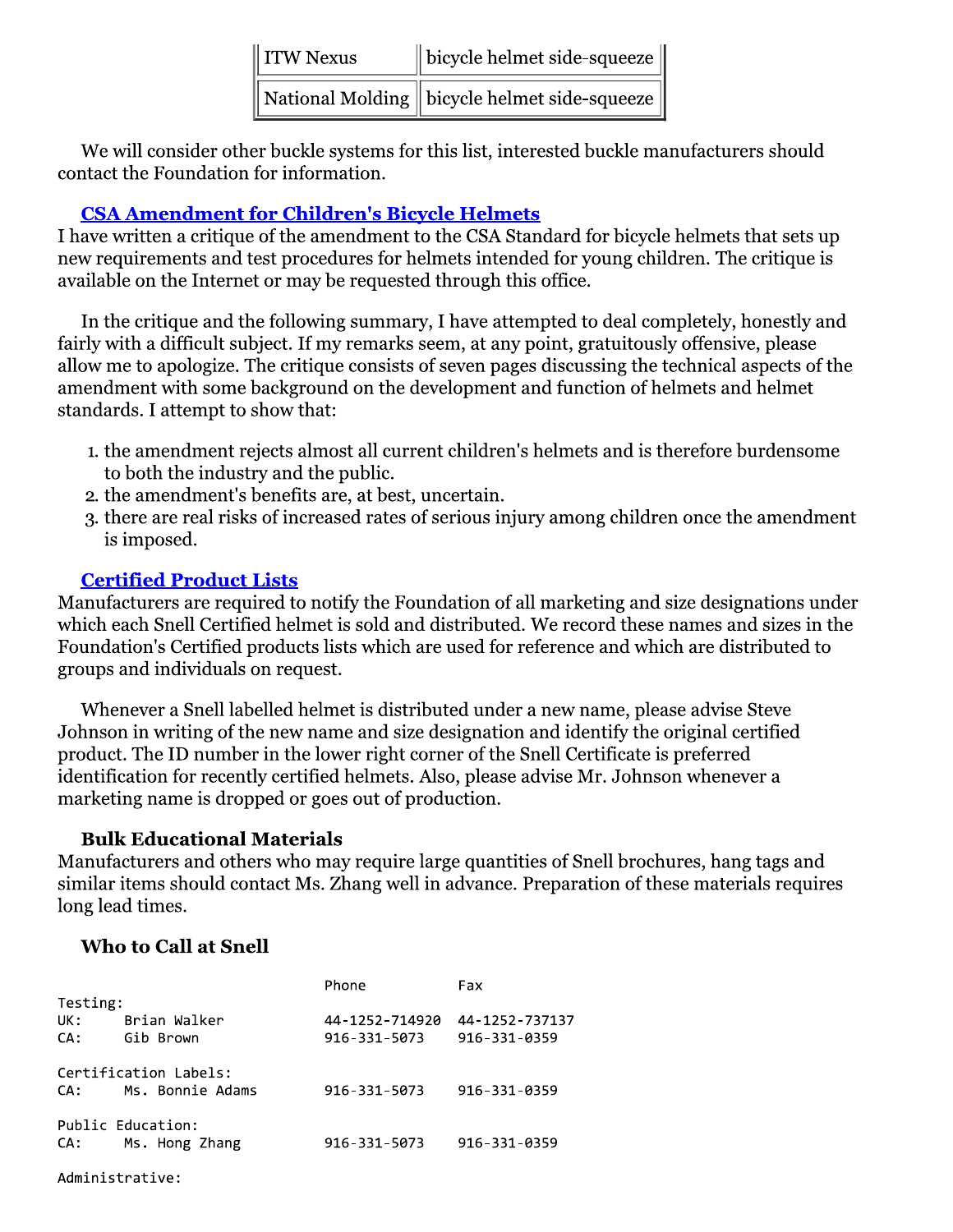| ITW Nexus | bicycle helmet side-squeeze |
|---|---|
| National Molding | bicycle helmet side-squeeze |

We will consider other buckle systems for this list, interested buckle manufacturers should contact the Foundation for information.

### CSA Amendment for Children's Bicycle Helmets

I have written a critique of the amendment to the CSA Standard for bicycle helmets that sets up new requirements and test procedures for helmets intended for young children. The critique is available on the Internet or may be requested through this office.

In the critique and the following summary, I have attempted to deal completely, honestly and fairly with a difficult subject. If my remarks seem, at any point, gratuitously offensive, please allow me to apologize. The critique consists of seven pages discussing the technical aspects of the amendment with some background on the development and function of helmets and helmet standards. I attempt to show that:

1. the amendment rejects almost all current children's helmets and is therefore burdensome to both the industry and the public.
2. the amendment's benefits are, at best, uncertain.
3. there are real risks of increased rates of serious injury among children once the amendment is imposed.

### Certified Product Lists

Manufacturers are required to notify the Foundation of all marketing and size designations under which each Snell Certified helmet is sold and distributed. We record these names and sizes in the Foundation's Certified products lists which are used for reference and which are distributed to groups and individuals on request.

Whenever a Snell labelled helmet is distributed under a new name, please advise Steve Johnson in writing of the new name and size designation and identify the original certified product. The ID number in the lower right corner of the Snell Certificate is preferred identification for recently certified helmets. Also, please advise Mr. Johnson whenever a marketing name is dropped or goes out of production.

### Bulk Educational Materials

Manufacturers and others who may require large quantities of Snell brochures, hang tags and similar items should contact Ms. Zhang well in advance. Preparation of these materials requires long lead times.

### Who to Call at Snell

```
                                Phone           Fax
Testing:
UK:     Brian Walker            44-1252-714920  44-1252-737137
CA:     Gib Brown               916-331-5073    916-331-0359

Certification Labels:
CA:     Ms. Bonnie Adams        916-331-5073    916-331-0359

Public Education:
CA:     Ms. Hong Zhang          916-331-5073    916-331-0359

Administrative:
```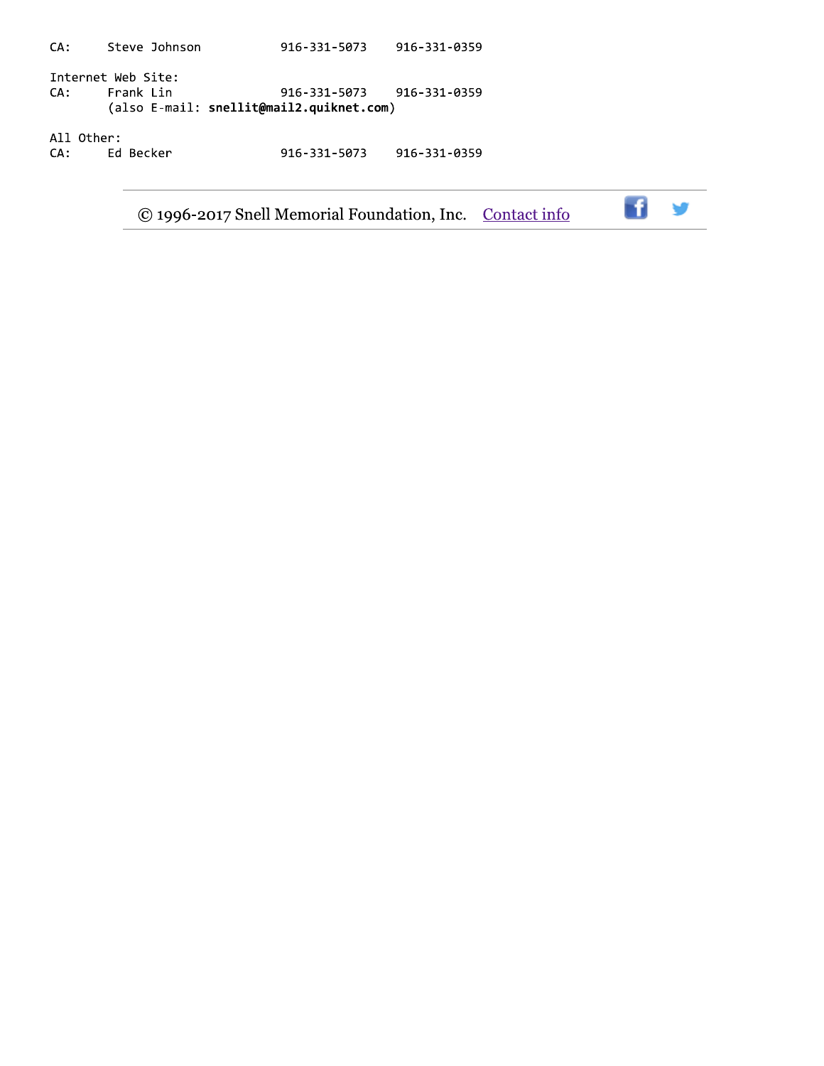```
CA:     Steve Johnson          916-331-5073    916-331-0359

Internet Web Site:
CA:     Frank Lin              916-331-5073    916-331-0359
        (also E-mail: snellit@mail2.quiknet.com)

All Other:
CA:     Ed Becker              916-331-5073    916-331-0359
```

© 1996-2017 Snell Memorial Foundation, Inc. Contact info